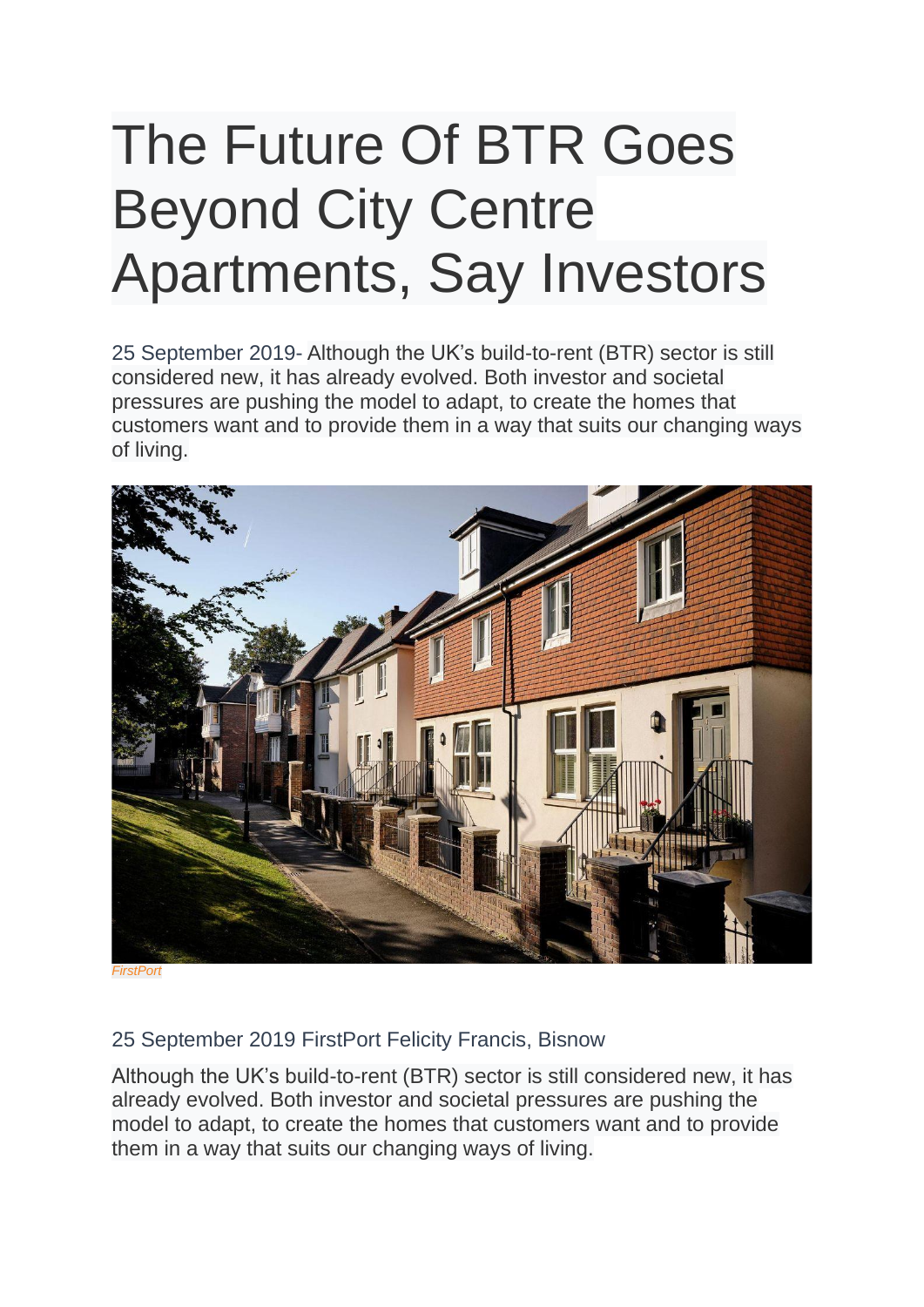# The Future Of BTR Goes Beyond City Centre Apartments, Say Investors

25 September 2019- Although the UK's build-to-rent (BTR) sector is still considered new, it has already evolved. Both investor and societal pressures are pushing the model to adapt, to create the homes that customers want and to provide them in a way that suits our changing ways of living.

*FirstPort*

25 September 2019 FirstPort Felicity Francis, Bisnow

Although the UK's build-to-rent (BTR) sector is still considered new, it has already evolved. Both investor and societal pressures are pushing the model to adapt, to create the homes that customers want and to provide them in a way that suits our changing ways of living.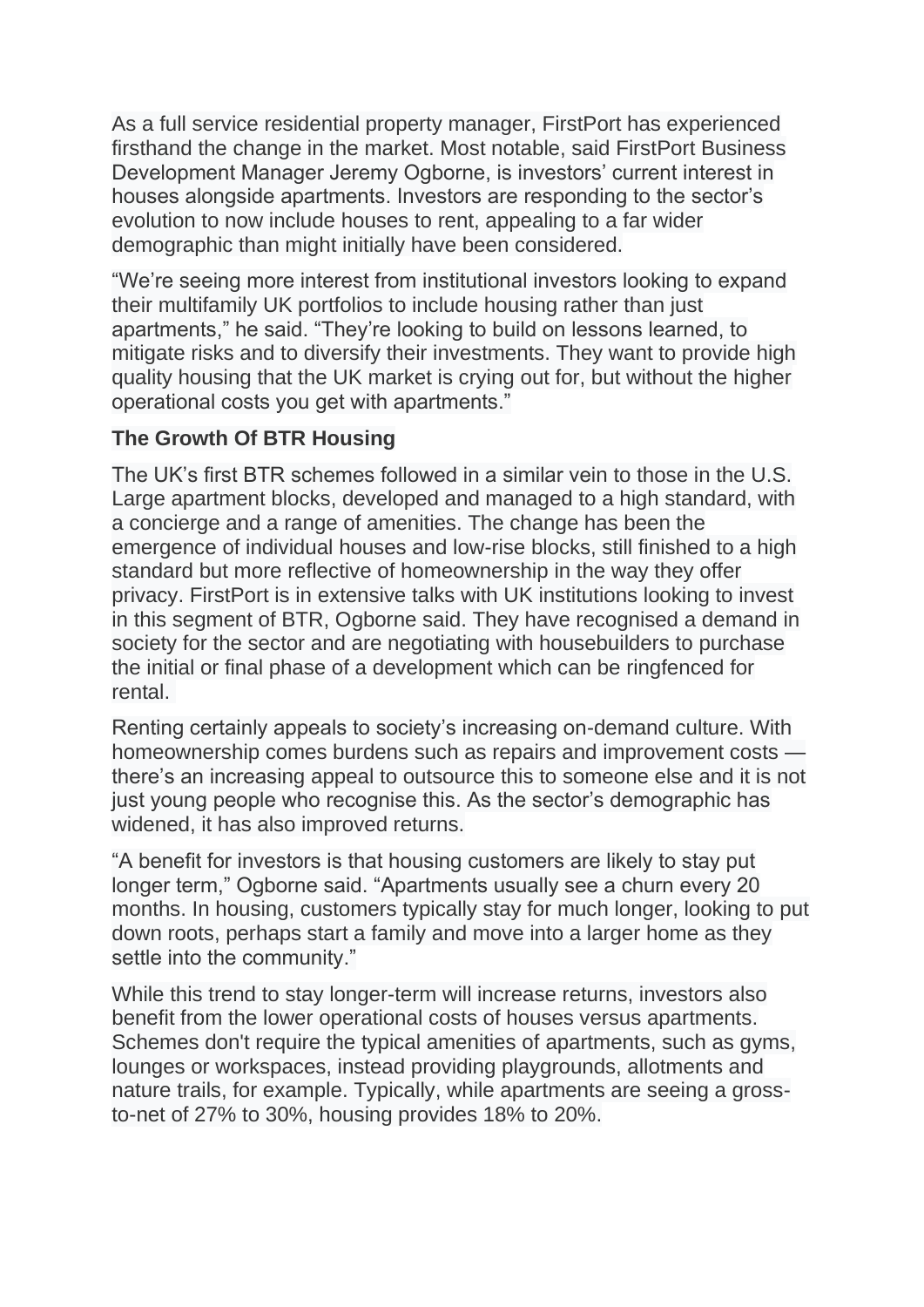As a full service residential property manager, FirstPort has experienced firsthand the change in the market. Most notable, said FirstPort Business Development Manager Jeremy Ogborne, is investors' current interest in houses alongside apartments. Investors are responding to the sector's evolution to now include houses to rent, appealing to a far wider demographic than might initially have been considered.

"We're seeing more interest from institutional investors looking to expand their multifamily UK portfolios to include housing rather than just apartments," he said. "They're looking to build on lessons learned, to mitigate risks and to diversify their investments. They want to provide high quality housing that the UK market is crying out for, but without the higher operational costs you get with apartments."

**The Growth Of BTR Housing**

The UK's first BTR schemes followed in a similar vein to those in the U.S. Large apartment blocks, developed and managed to a high standard, with a concierge and a range of amenities. The change has been the emergence of individual houses and low-rise blocks, still finished to a high standard but more reflective of homeownership in the way they offer privacy. FirstPort is in extensive talks with UK institutions looking to invest in this segment of BTR, Ogborne said. They have recognised a demand in society for the sector and are negotiating with housebuilders to purchase the initial or final phase of a development which can be ringfenced for rental.

Renting certainly appeals to society's increasing on-demand culture. With homeownership comes burdens such as repairs and improvement costs — there's an increasing appeal to outsource this to someone else and it is not just young people who recognise this. As the sector's demographic has widened, it has also improved returns.

"A benefit for investors is that housing customers are likely to stay put longer term," Ogborne said. "Apartments usually see a churn every 20 months. In housing, customers typically stay for much longer, looking to put down roots, perhaps start a family and move into a larger home as they settle into the community."

While this trend to stay longer-term will increase returns, investors also benefit from the lower operational costs of houses versus apartments. Schemes don't require the typical amenities of apartments, such as gyms, lounges or workspaces, instead providing playgrounds, allotments and nature trails, for example. Typically, while apartments are seeing a gross-to-net of 27% to 30%, housing provides 18% to 20%.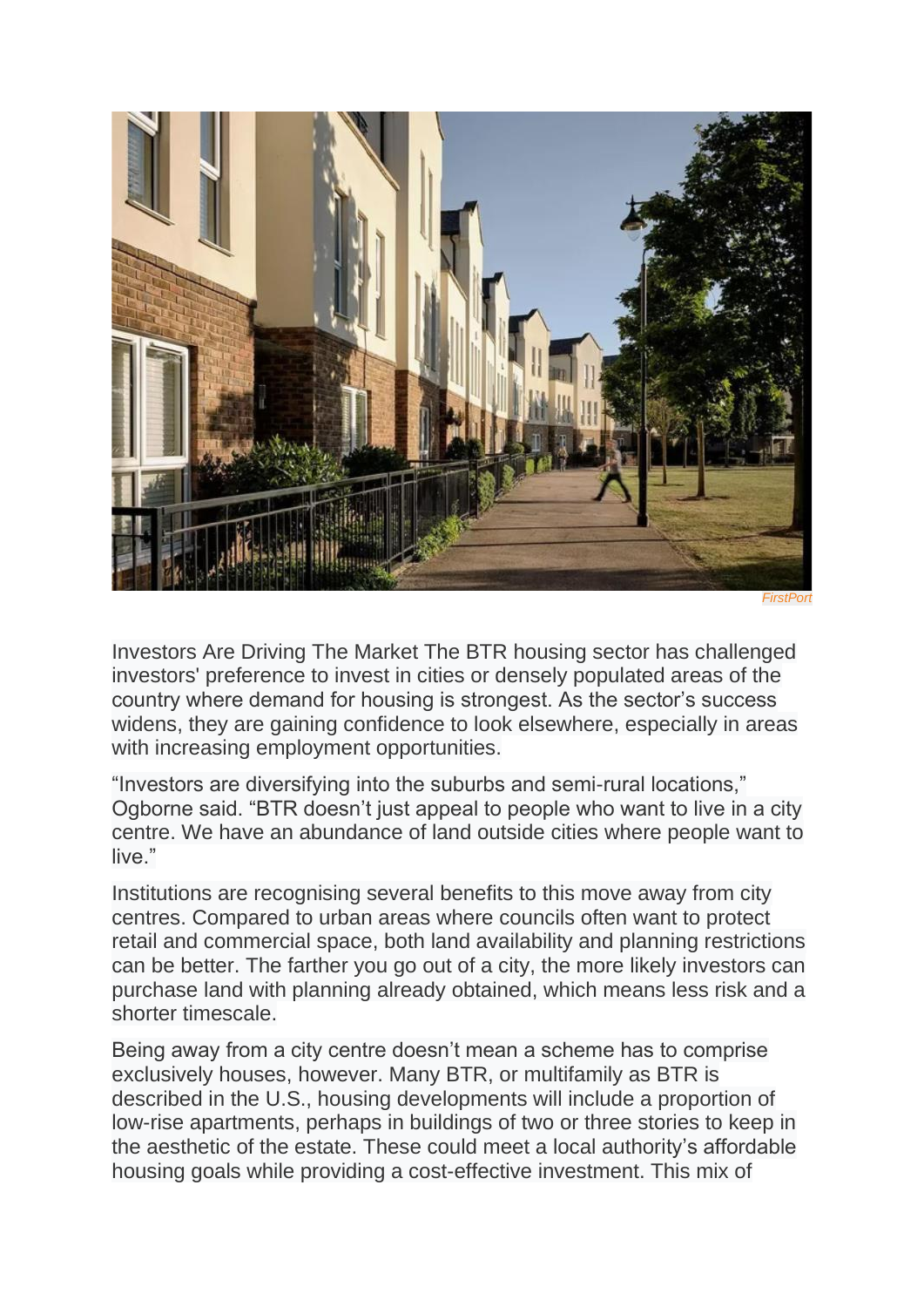FirstPort

Investors Are Driving The Market The BTR housing sector has challenged investors' preference to invest in cities or densely populated areas of the country where demand for housing is strongest. As the sector's success widens, they are gaining confidence to look elsewhere, especially in areas with increasing employment opportunities.

"Investors are diversifying into the suburbs and semi-rural locations," Ogborne said. "BTR doesn't just appeal to people who want to live in a city centre. We have an abundance of land outside cities where people want to live."

Institutions are recognising several benefits to this move away from city centres. Compared to urban areas where councils often want to protect retail and commercial space, both land availability and planning restrictions can be better. The farther you go out of a city, the more likely investors can purchase land with planning already obtained, which means less risk and a shorter timescale.

Being away from a city centre doesn't mean a scheme has to comprise exclusively houses, however. Many BTR, or multifamily as BTR is described in the U.S., housing developments will include a proportion of low-rise apartments, perhaps in buildings of two or three stories to keep in the aesthetic of the estate. These could meet a local authority's affordable housing goals while providing a cost-effective investment. This mix of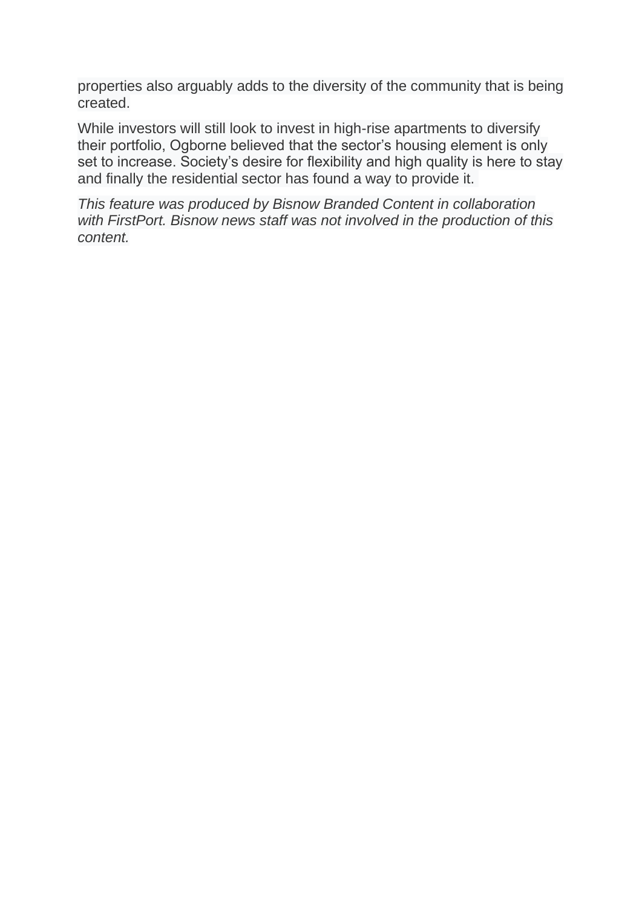properties also arguably adds to the diversity of the community that is being created.

While investors will still look to invest in high-rise apartments to diversify their portfolio, Ogborne believed that the sector's housing element is only set to increase. Society's desire for flexibility and high quality is here to stay and finally the residential sector has found a way to provide it.

*This feature was produced by Bisnow Branded Content in collaboration with FirstPort. Bisnow news staff was not involved in the production of this content.*